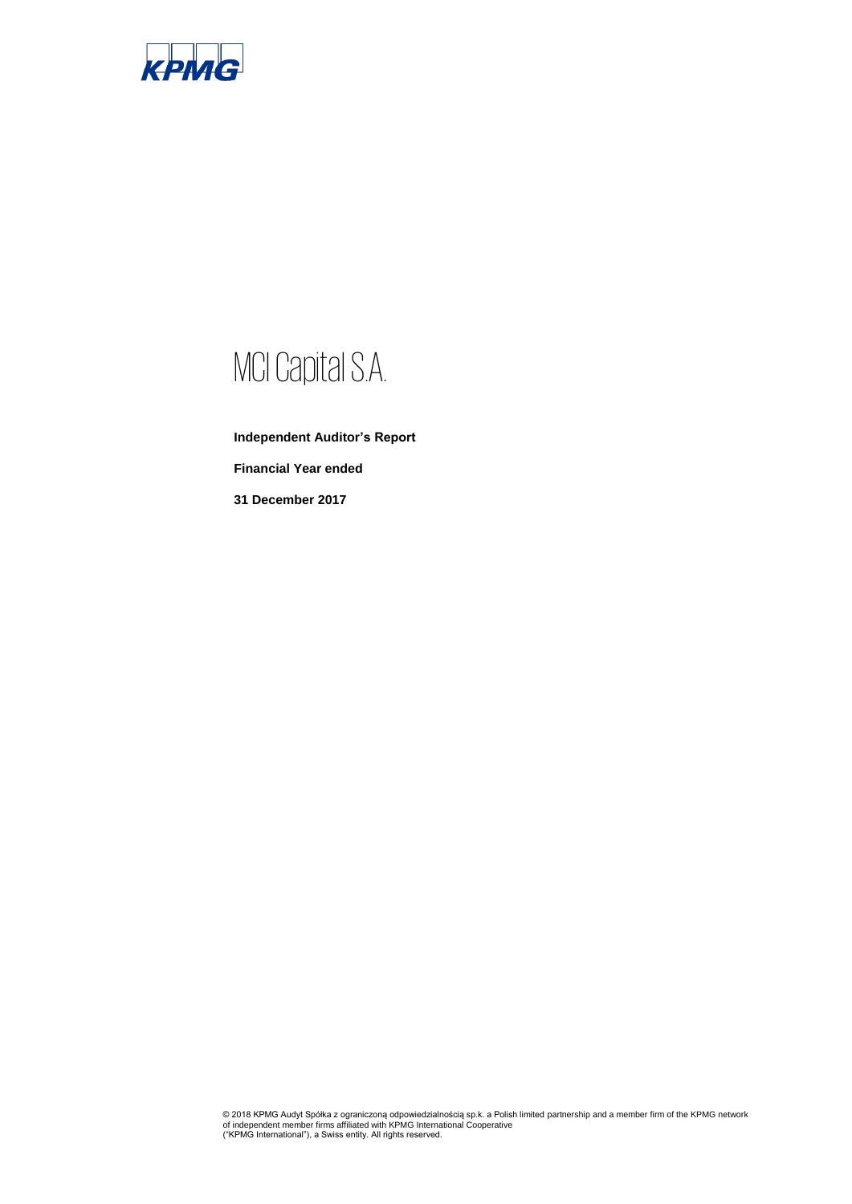# MCI Capital S.A.

**Independent Auditor's Report**

**Financial Year ended**

**31 December 2017**

© 2018 KPMG Audyt Spółka z ograniczoną odpowiedzialnością sp.k. a Polish limited partnership and a member firm of the KPMG network of independent member firms affiliated with KPMG International Cooperative ("KPMG International"), a Swiss entity. All rights reserved.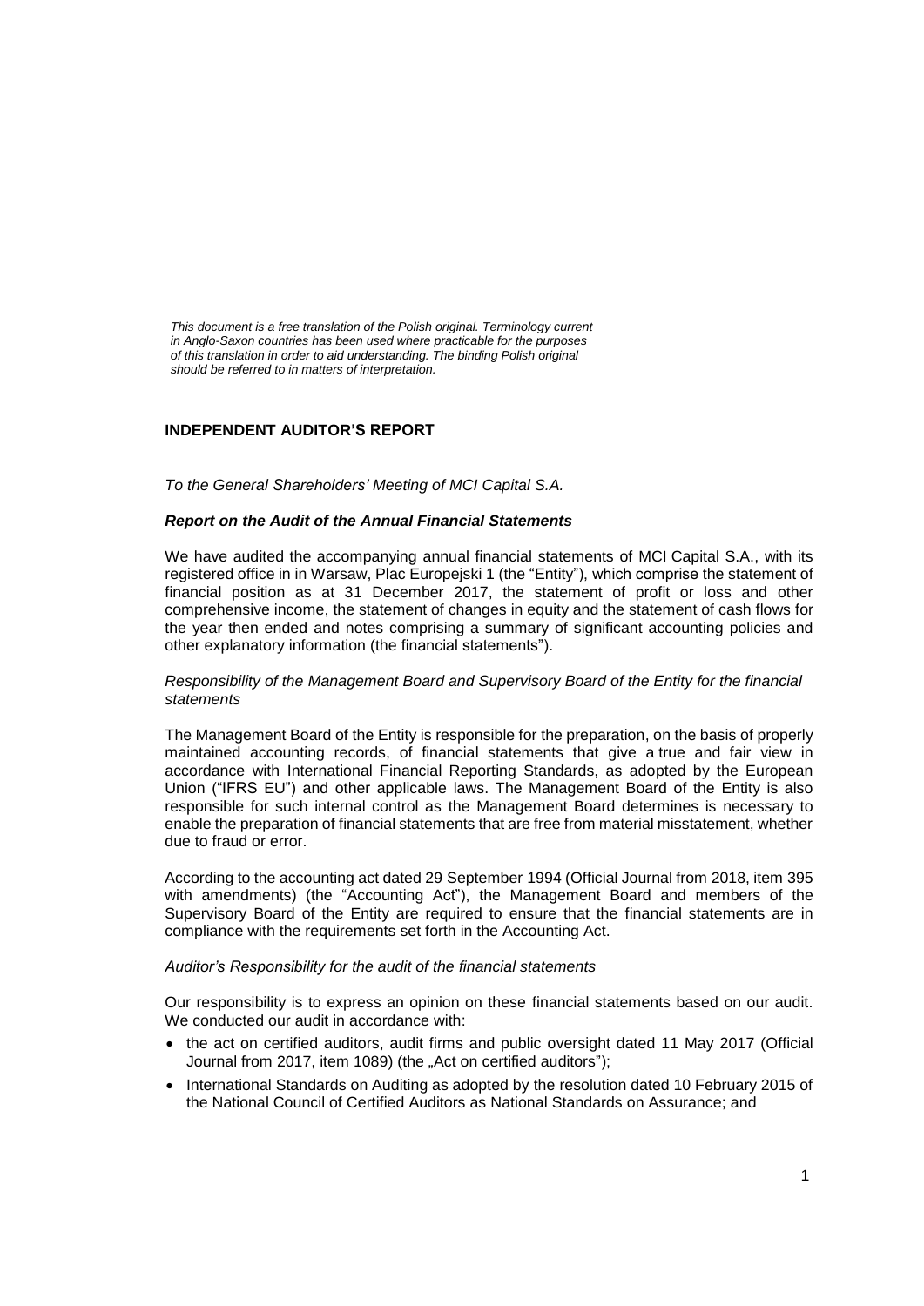*This document is a free translation of the Polish original. Terminology current in Anglo-Saxon countries has been used where practicable for the purposes of this translation in order to aid understanding. The binding Polish original should be referred to in matters of interpretation.*

## INDEPENDENT AUDITOR'S REPORT

*To the General Shareholders' Meeting of MCI Capital S.A.*

### *Report on the Audit of the Annual Financial Statements*

We have audited the accompanying annual financial statements of MCI Capital S.A., with its registered office in in Warsaw, Plac Europejski 1 (the "Entity"), which comprise the statement of financial position as at 31 December 2017, the statement of profit or loss and other comprehensive income, the statement of changes in equity and the statement of cash flows for the year then ended and notes comprising a summary of significant accounting policies and other explanatory information (the financial statements").

*Responsibility of the Management Board and Supervisory Board of the Entity for the financial statements*

The Management Board of the Entity is responsible for the preparation, on the basis of properly maintained accounting records, of financial statements that give a true and fair view in accordance with International Financial Reporting Standards, as adopted by the European Union ("IFRS EU") and other applicable laws. The Management Board of the Entity is also responsible for such internal control as the Management Board determines is necessary to enable the preparation of financial statements that are free from material misstatement, whether due to fraud or error.

According to the accounting act dated 29 September 1994 (Official Journal from 2018, item 395 with amendments) (the "Accounting Act"), the Management Board and members of the Supervisory Board of the Entity are required to ensure that the financial statements are in compliance with the requirements set forth in the Accounting Act.

*Auditor's Responsibility for the audit of the financial statements*

Our responsibility is to express an opinion on these financial statements based on our audit. We conducted our audit in accordance with:

- the act on certified auditors, audit firms and public oversight dated 11 May 2017 (Official Journal from 2017, item 1089) (the „Act on certified auditors");
- International Standards on Auditing as adopted by the resolution dated 10 February 2015 of the National Council of Certified Auditors as National Standards on Assurance; and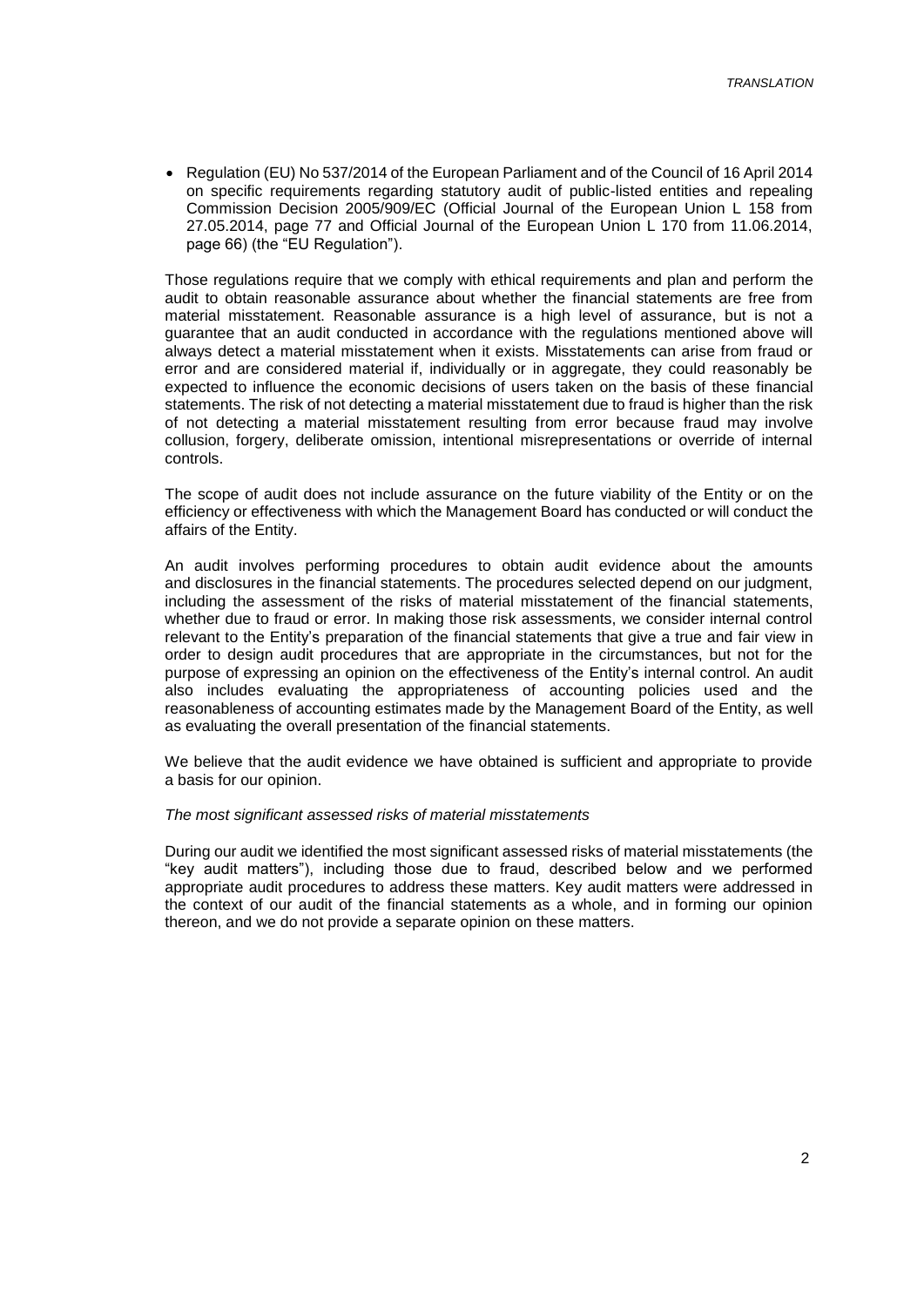- Regulation (EU) No 537/2014 of the European Parliament and of the Council of 16 April 2014 on specific requirements regarding statutory audit of public-listed entities and repealing Commission Decision 2005/909/EC (Official Journal of the European Union L 158 from 27.05.2014, page 77 and Official Journal of the European Union L 170 from 11.06.2014, page 66) (the "EU Regulation").

Those regulations require that we comply with ethical requirements and plan and perform the audit to obtain reasonable assurance about whether the financial statements are free from material misstatement. Reasonable assurance is a high level of assurance, but is not a guarantee that an audit conducted in accordance with the regulations mentioned above will always detect a material misstatement when it exists. Misstatements can arise from fraud or error and are considered material if, individually or in aggregate, they could reasonably be expected to influence the economic decisions of users taken on the basis of these financial statements. The risk of not detecting a material misstatement due to fraud is higher than the risk of not detecting a material misstatement resulting from error because fraud may involve collusion, forgery, deliberate omission, intentional misrepresentations or override of internal controls.

The scope of audit does not include assurance on the future viability of the Entity or on the efficiency or effectiveness with which the Management Board has conducted or will conduct the affairs of the Entity.

An audit involves performing procedures to obtain audit evidence about the amounts and disclosures in the financial statements. The procedures selected depend on our judgment, including the assessment of the risks of material misstatement of the financial statements, whether due to fraud or error. In making those risk assessments, we consider internal control relevant to the Entity's preparation of the financial statements that give a true and fair view in order to design audit procedures that are appropriate in the circumstances, but not for the purpose of expressing an opinion on the effectiveness of the Entity's internal control. An audit also includes evaluating the appropriateness of accounting policies used and the reasonableness of accounting estimates made by the Management Board of the Entity, as well as evaluating the overall presentation of the financial statements.

We believe that the audit evidence we have obtained is sufficient and appropriate to provide a basis for our opinion.

*The most significant assessed risks of material misstatements*

During our audit we identified the most significant assessed risks of material misstatements (the "key audit matters"), including those due to fraud, described below and we performed appropriate audit procedures to address these matters. Key audit matters were addressed in the context of our audit of the financial statements as a whole, and in forming our opinion thereon, and we do not provide a separate opinion on these matters.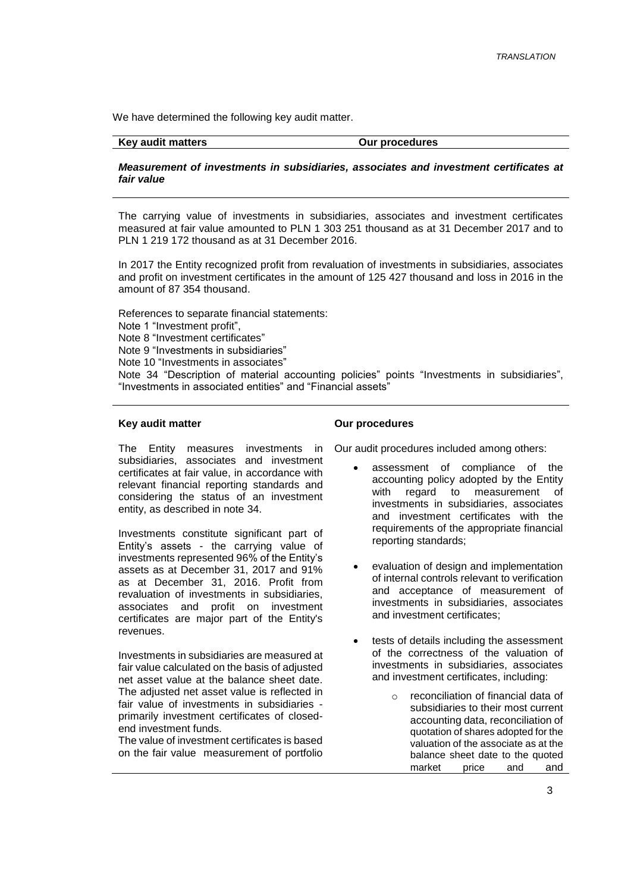TRANSLATION

We have determined the following key audit matter.

| Key audit matters | Our procedures |
|---|---|

***Measurement of investments in subsidiaries, associates and investment certificates at fair value***

The carrying value of investments in subsidiaries, associates and investment certificates measured at fair value amounted to PLN 1 303 251 thousand as at 31 December 2017 and to PLN 1 219 172 thousand as at 31 December 2016.

In 2017 the Entity recognized profit from revaluation of investments in subsidiaries, associates and profit on investment certificates in the amount of 125 427 thousand and loss in 2016 in the amount of 87 354 thousand.

References to separate financial statements:
Note 1 "Investment profit",
Note 8 "Investment certificates"
Note 9 "Investments in subsidiaries"
Note 10 "Investments in associates"
Note 34 "Description of material accounting policies" points "Investments in subsidiaries", "Investments in associated entities" and "Financial assets"

| Key audit matter | Our procedures |
|---|---|
| The Entity measures investments in subsidiaries, associates and investment certificates at fair value, in accordance with relevant financial reporting standards and considering the status of an investment entity, as described in note 34.<br><br>Investments constitute significant part of Entity's assets - the carrying value of investments represented 96% of the Entity's assets as at December 31, 2017 and 91% as at December 31, 2016. Profit from revaluation of investments in subsidiaries, associates and profit on investment certificates are major part of the Entity's revenues.<br><br>Investments in subsidiaries are measured at fair value calculated on the basis of adjusted net asset value at the balance sheet date. The adjusted net asset value is reflected in fair value of investments in subsidiaries - primarily investment certificates of closed-end investment funds.<br>The value of investment certificates is based on the fair value measurement of portfolio | Our audit procedures included among others:<br><br>• assessment of compliance of the accounting policy adopted by the Entity with regard to measurement of investments in subsidiaries, associates and investment certificates with the requirements of the appropriate financial reporting standards;<br><br>• evaluation of design and implementation of internal controls relevant to verification and acceptance of measurement of investments in subsidiaries, associates and investment certificates;<br><br>• tests of details including the assessment of the correctness of the valuation of investments in subsidiaries, associates and investment certificates, including:<br>&nbsp;&nbsp;&nbsp;&nbsp;o reconciliation of financial data of subsidiaries to their most current accounting data, reconciliation of quotation of shares adopted for the valuation of the associate as at the balance sheet date to the quoted market price and and |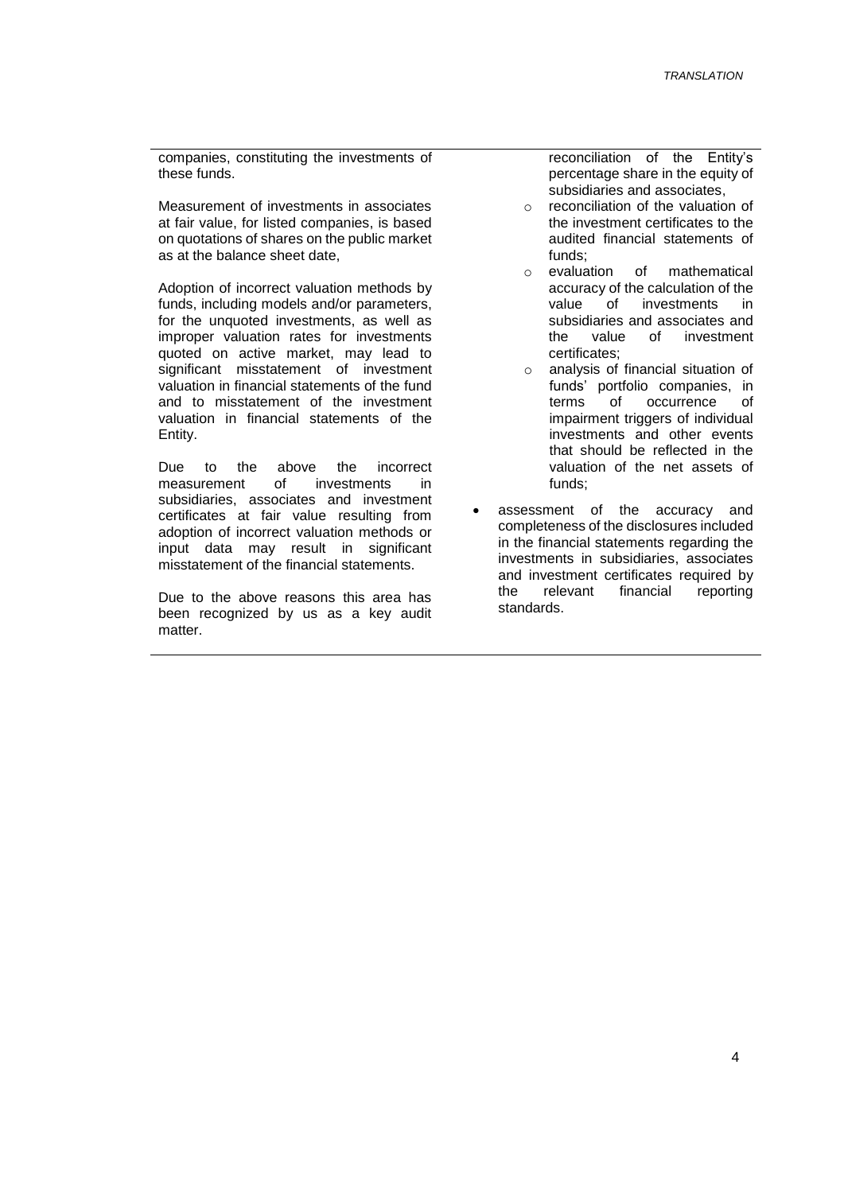| | |
|---|---|
| companies, constituting the investments of these funds.<br><br>Measurement of investments in associates at fair value, for listed companies, is based on quotations of shares on the public market as at the balance sheet date,<br><br>Adoption of incorrect valuation methods by funds, including models and/or parameters, for the unquoted investments, as well as improper valuation rates for investments quoted on active market, may lead to significant misstatement of investment valuation in financial statements of the fund and to misstatement of the investment valuation in financial statements of the Entity.<br><br>Due to the above the incorrect measurement of investments in subsidiaries, associates and investment certificates at fair value resulting from adoption of incorrect valuation methods or input data may result in significant misstatement of the financial statements.<br><br>Due to the above reasons this area has been recognized by us as a key audit matter. | reconciliation of the Entity's percentage share in the equity of subsidiaries and associates,<br>o reconciliation of the valuation of the investment certificates to the audited financial statements of funds;<br>o evaluation of mathematical accuracy of the calculation of the value of investments in subsidiaries and associates and the value of investment certificates;<br>o analysis of financial situation of funds' portfolio companies, in terms of occurrence of impairment triggers of individual investments and other events that should be reflected in the valuation of the net assets of funds;<br>• assessment of the accuracy and completeness of the disclosures included in the financial statements regarding the investments in subsidiaries, associates and investment certificates required by the relevant financial reporting standards. |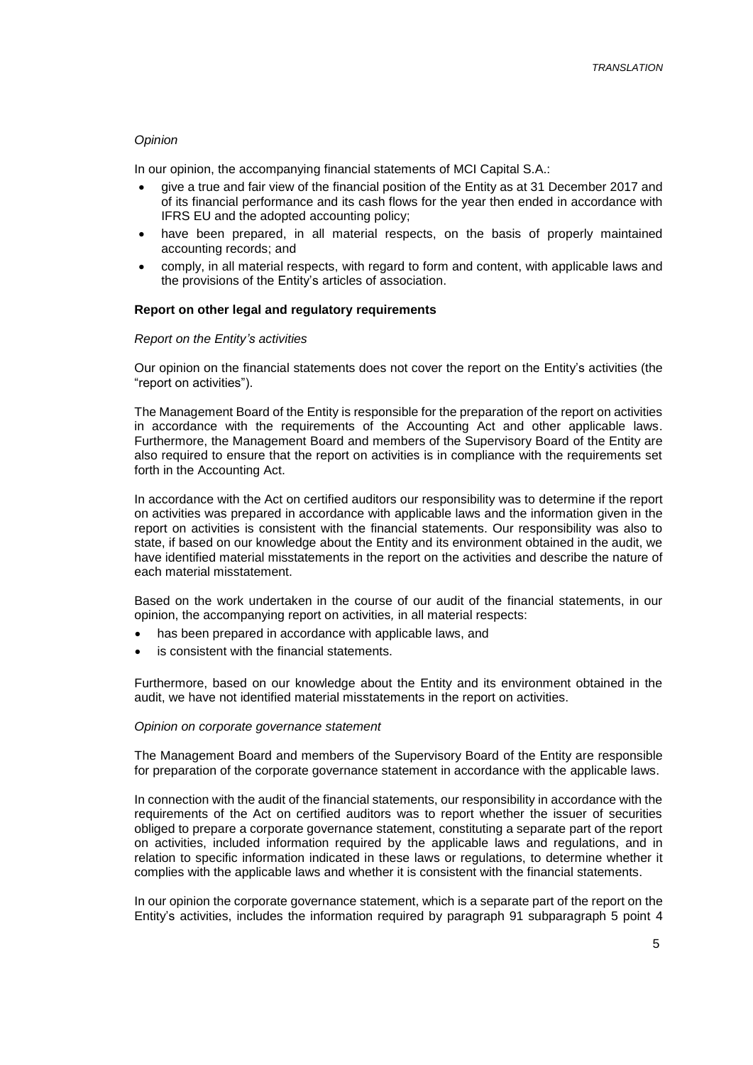*Opinion*

In our opinion, the accompanying financial statements of MCI Capital S.A.:

- give a true and fair view of the financial position of the Entity as at 31 December 2017 and of its financial performance and its cash flows for the year then ended in accordance with IFRS EU and the adopted accounting policy;
- have been prepared, in all material respects, on the basis of properly maintained accounting records; and
- comply, in all material respects, with regard to form and content, with applicable laws and the provisions of the Entity's articles of association.

**Report on other legal and regulatory requirements**

*Report on the Entity's activities*

Our opinion on the financial statements does not cover the report on the Entity's activities (the "report on activities").

The Management Board of the Entity is responsible for the preparation of the report on activities in accordance with the requirements of the Accounting Act and other applicable laws. Furthermore, the Management Board and members of the Supervisory Board of the Entity are also required to ensure that the report on activities is in compliance with the requirements set forth in the Accounting Act.

In accordance with the Act on certified auditors our responsibility was to determine if the report on activities was prepared in accordance with applicable laws and the information given in the report on activities is consistent with the financial statements. Our responsibility was also to state, if based on our knowledge about the Entity and its environment obtained in the audit, we have identified material misstatements in the report on the activities and describe the nature of each material misstatement.

Based on the work undertaken in the course of our audit of the financial statements, in our opinion, the accompanying report on activities, in all material respects:

- has been prepared in accordance with applicable laws, and
- is consistent with the financial statements.

Furthermore, based on our knowledge about the Entity and its environment obtained in the audit, we have not identified material misstatements in the report on activities.

*Opinion on corporate governance statement*

The Management Board and members of the Supervisory Board of the Entity are responsible for preparation of the corporate governance statement in accordance with the applicable laws.

In connection with the audit of the financial statements, our responsibility in accordance with the requirements of the Act on certified auditors was to report whether the issuer of securities obliged to prepare a corporate governance statement, constituting a separate part of the report on activities, included information required by the applicable laws and regulations, and in relation to specific information indicated in these laws or regulations, to determine whether it complies with the applicable laws and whether it is consistent with the financial statements.

In our opinion the corporate governance statement, which is a separate part of the report on the Entity's activities, includes the information required by paragraph 91 subparagraph 5 point 4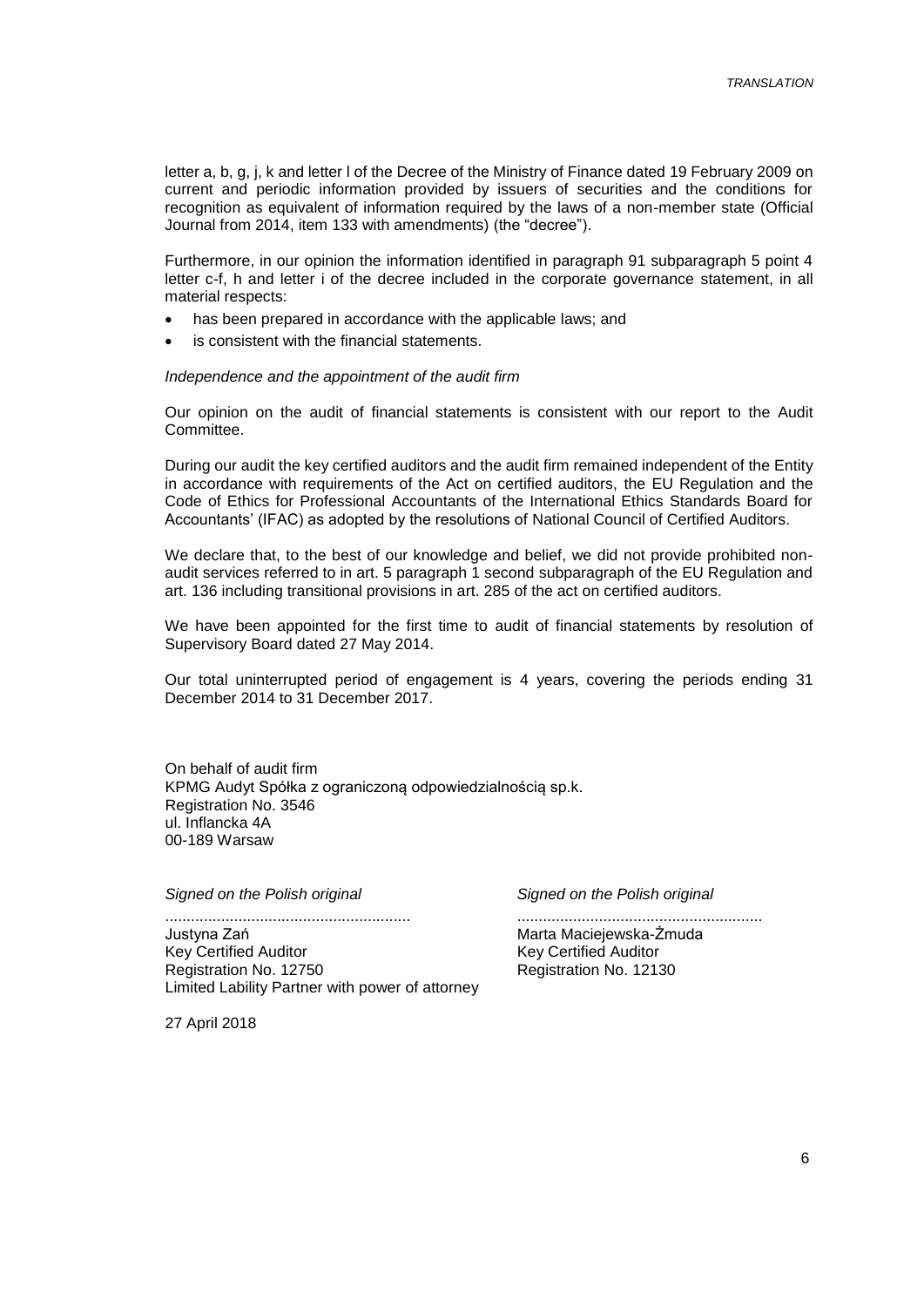letter a, b, g, j, k and letter l of the Decree of the Ministry of Finance dated 19 February 2009 on current and periodic information provided by issuers of securities and the conditions for recognition as equivalent of information required by the laws of a non-member state (Official Journal from 2014, item 133 with amendments) (the "decree").

Furthermore, in our opinion the information identified in paragraph 91 subparagraph 5 point 4 letter c-f, h and letter i of the decree included in the corporate governance statement, in all material respects:

- has been prepared in accordance with the applicable laws; and
- is consistent with the financial statements.

*Independence and the appointment of the audit firm*

Our opinion on the audit of financial statements is consistent with our report to the Audit Committee.

During our audit the key certified auditors and the audit firm remained independent of the Entity in accordance with requirements of the Act on certified auditors, the EU Regulation and the Code of Ethics for Professional Accountants of the International Ethics Standards Board for Accountants' (IFAC) as adopted by the resolutions of National Council of Certified Auditors.

We declare that, to the best of our knowledge and belief, we did not provide prohibited non-audit services referred to in art. 5 paragraph 1 second subparagraph of the EU Regulation and art. 136 including transitional provisions in art. 285 of the act on certified auditors.

We have been appointed for the first time to audit of financial statements by resolution of Supervisory Board dated 27 May 2014.

Our total uninterrupted period of engagement is 4 years, covering the periods ending 31 December 2014 to 31 December 2017.

On behalf of audit firm
KPMG Audyt Spółka z ograniczoną odpowiedzialnością sp.k.
Registration No. 3546
ul. Inflancka 4A
00-189 Warsaw

*Signed on the Polish original*

.........................................................
Justyna Zań
Key Certified Auditor
Registration No. 12750
Limited Lability Partner with power of attorney

*Signed on the Polish original*

.........................................................
Marta Maciejewska-Żmuda
Key Certified Auditor
Registration No. 12130

27 April 2018